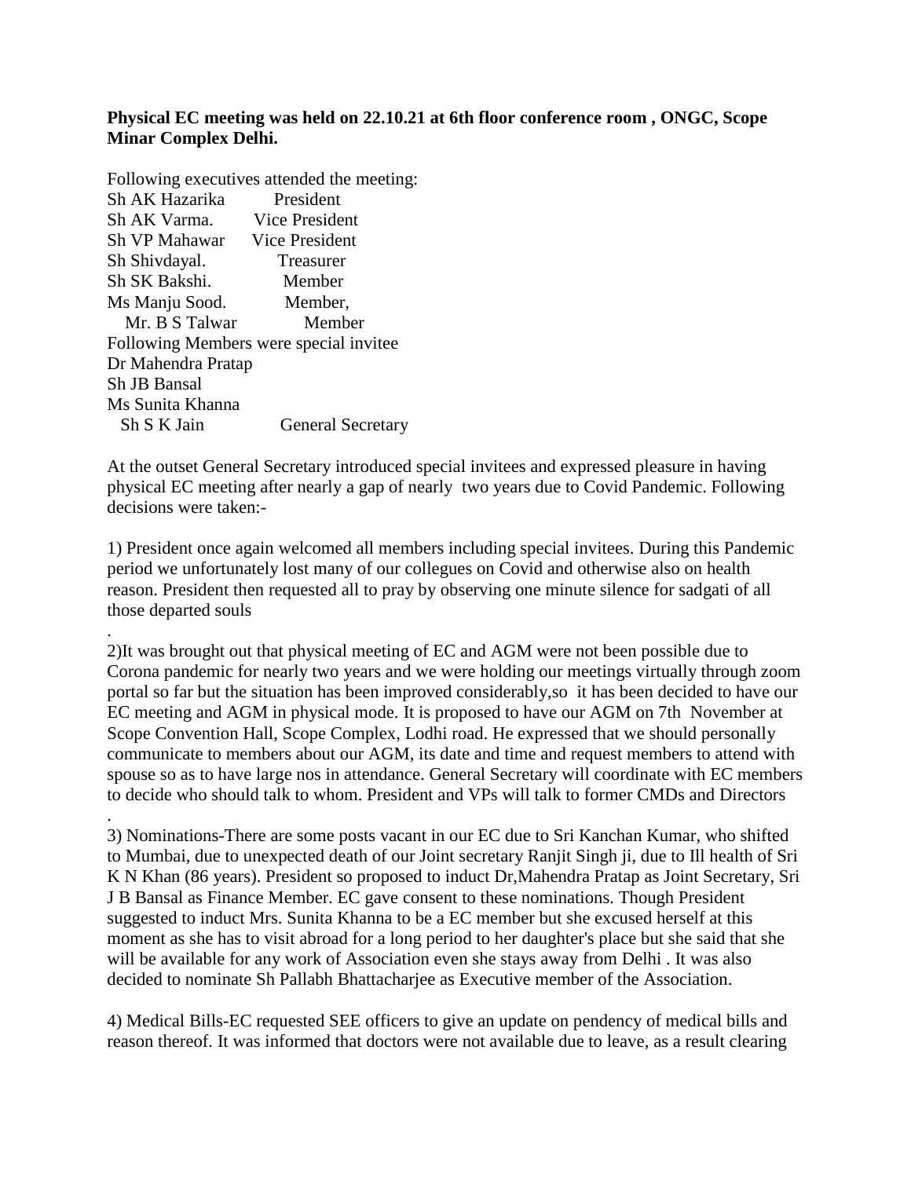**Physical EC meeting was held on 22.10.21 at 6th floor conference room , ONGC, Scope Minar Complex Delhi.**

Following executives attended the meeting:

| | |
|---|---|
| Sh AK Hazarika | President |
| Sh AK Varma. | Vice President |
| Sh VP Mahawar | Vice President |
| Sh Shivdayal. | Treasurer |
| Sh SK Bakshi. | Member |
| Ms Manju Sood. | Member, |
| Mr. B S Talwar | Member |

Following Members were special invitee

Dr Mahendra Pratap
Sh JB Bansal
Ms Sunita Khanna
Sh S K Jain General Secretary

At the outset General Secretary introduced special invitees and expressed pleasure in having physical EC meeting after nearly a gap of nearly two years due to Covid Pandemic. Following decisions were taken:-

1) President once again welcomed all members including special invitees. During this Pandemic period we unfortunately lost many of our collegues on Covid and otherwise also on health reason. President then requested all to pray by observing one minute silence for sadgati of all those departed souls
.

2)It was brought out that physical meeting of EC and AGM were not been possible due to Corona pandemic for nearly two years and we were holding our meetings virtually through zoom portal so far but the situation has been improved considerably,so it has been decided to have our EC meeting and AGM in physical mode. It is proposed to have our AGM on 7th November at Scope Convention Hall, Scope Complex, Lodhi road. He expressed that we should personally communicate to members about our AGM, its date and time and request members to attend with spouse so as to have large nos in attendance. General Secretary will coordinate with EC members to decide who should talk to whom. President and VPs will talk to former CMDs and Directors
.

3) Nominations-There are some posts vacant in our EC due to Sri Kanchan Kumar, who shifted to Mumbai, due to unexpected death of our Joint secretary Ranjit Singh ji, due to Ill health of Sri K N Khan (86 years). President so proposed to induct Dr,Mahendra Pratap as Joint Secretary, Sri J B Bansal as Finance Member. EC gave consent to these nominations. Though President suggested to induct Mrs. Sunita Khanna to be a EC member but she excused herself at this moment as she has to visit abroad for a long period to her daughter's place but she said that she will be available for any work of Association even she stays away from Delhi . It was also decided to nominate Sh Pallabh Bhattacharjee as Executive member of the Association.

4) Medical Bills-EC requested SEE officers to give an update on pendency of medical bills and reason thereof. It was informed that doctors were not available due to leave, as a result clearing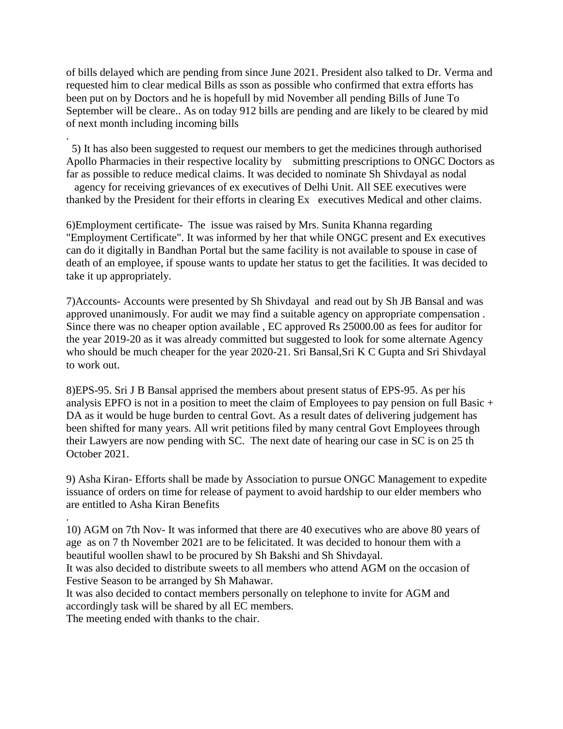of bills delayed which are pending from since June 2021. President also talked to Dr. Verma and requested him to clear medical Bills as sson as possible who confirmed that extra efforts has been put on by Doctors and he is hopefull by mid November all pending Bills of June To September will be cleare.. As on today 912 bills are pending and are likely to be cleared by mid of next month including incoming bills

.

5) It has also been suggested to request our members to get the medicines through authorised Apollo Pharmacies in their respective locality by submitting prescriptions to ONGC Doctors as far as possible to reduce medical claims. It was decided to nominate Sh Shivdayal as nodal agency for receiving grievances of ex executives of Delhi Unit. All SEE executives were thanked by the President for their efforts in clearing Ex executives Medical and other claims.

6)Employment certificate- The issue was raised by Mrs. Sunita Khanna regarding "Employment Certificate". It was informed by her that while ONGC present and Ex executives can do it digitally in Bandhan Portal but the same facility is not available to spouse in case of death of an employee, if spouse wants to update her status to get the facilities. It was decided to take it up appropriately.

7)Accounts- Accounts were presented by Sh Shivdayal and read out by Sh JB Bansal and was approved unanimously. For audit we may find a suitable agency on appropriate compensation . Since there was no cheaper option available , EC approved Rs 25000.00 as fees for auditor for the year 2019-20 as it was already committed but suggested to look for some alternate Agency who should be much cheaper for the year 2020-21. Sri Bansal,Sri K C Gupta and Sri Shivdayal to work out.

8)EPS-95. Sri J B Bansal apprised the members about present status of EPS-95. As per his analysis EPFO is not in a position to meet the claim of Employees to pay pension on full Basic + DA as it would be huge burden to central Govt. As a result dates of delivering judgement has been shifted for many years. All writ petitions filed by many central Govt Employees through their Lawyers are now pending with SC. The next date of hearing our case in SC is on 25 th October 2021.

9) Asha Kiran- Efforts shall be made by Association to pursue ONGC Management to expedite issuance of orders on time for release of payment to avoid hardship to our elder members who are entitled to Asha Kiran Benefits

.

10) AGM on 7th Nov- It was informed that there are 40 executives who are above 80 years of age as on 7 th November 2021 are to be felicitated. It was decided to honour them with a beautiful woollen shawl to be procured by Sh Bakshi and Sh Shivdayal.

It was also decided to distribute sweets to all members who attend AGM on the occasion of Festive Season to be arranged by Sh Mahawar.

It was also decided to contact members personally on telephone to invite for AGM and accordingly task will be shared by all EC members.

The meeting ended with thanks to the chair.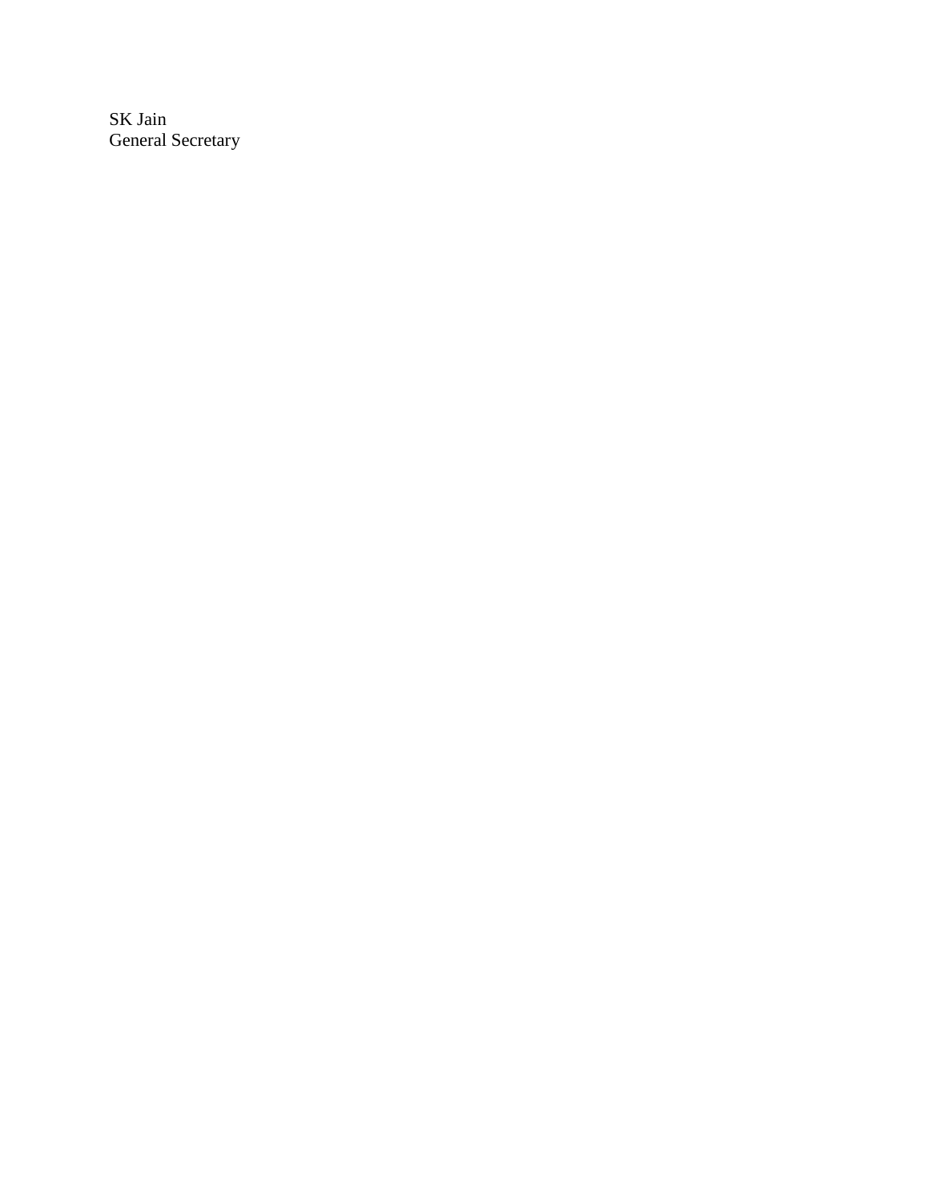SK Jain  
General Secretary